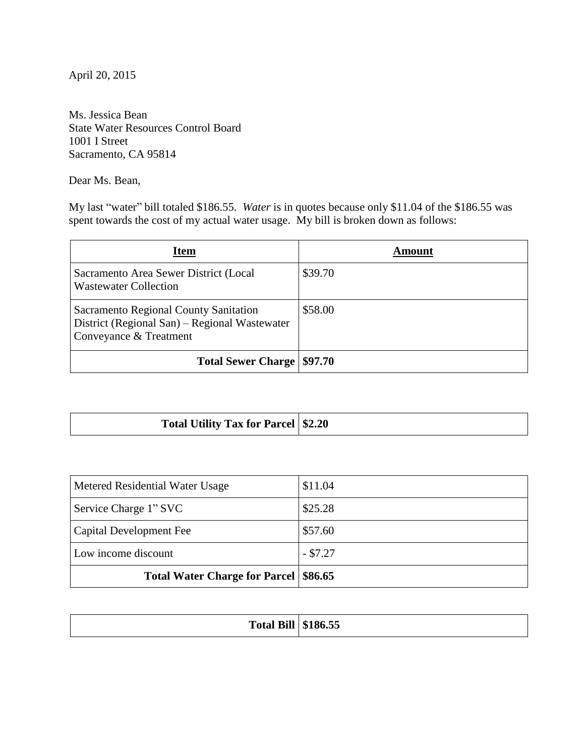April 20, 2015

Ms. Jessica Bean
State Water Resources Control Board
1001 I Street
Sacramento, CA 95814

Dear Ms. Bean,

My last "water" bill totaled $186.55. *Water* is in quotes because only $11.04 of the $186.55 was spent towards the cost of my actual water usage. My bill is broken down as follows:

| Item | Amount |
|---|---|
| Sacramento Area Sewer District (Local Wastewater Collection | $39.70 |
| Sacramento Regional County Sanitation District (Regional San) – Regional Wastewater Conveyance & Treatment | $58.00 |
| **Total Sewer Charge** | **$97.70** |

| | |
|---|---|
| **Total Utility Tax for Parcel** | **$2.20** |

| | |
|---|---|
| Metered Residential Water Usage | $11.04 |
| Service Charge 1" SVC | $25.28 |
| Capital Development Fee | $57.60 |
| Low income discount | - $7.27 |
| **Total Water Charge for Parcel** | **$86.65** |

| | |
|---|---|
| **Total Bill** | **$186.55** |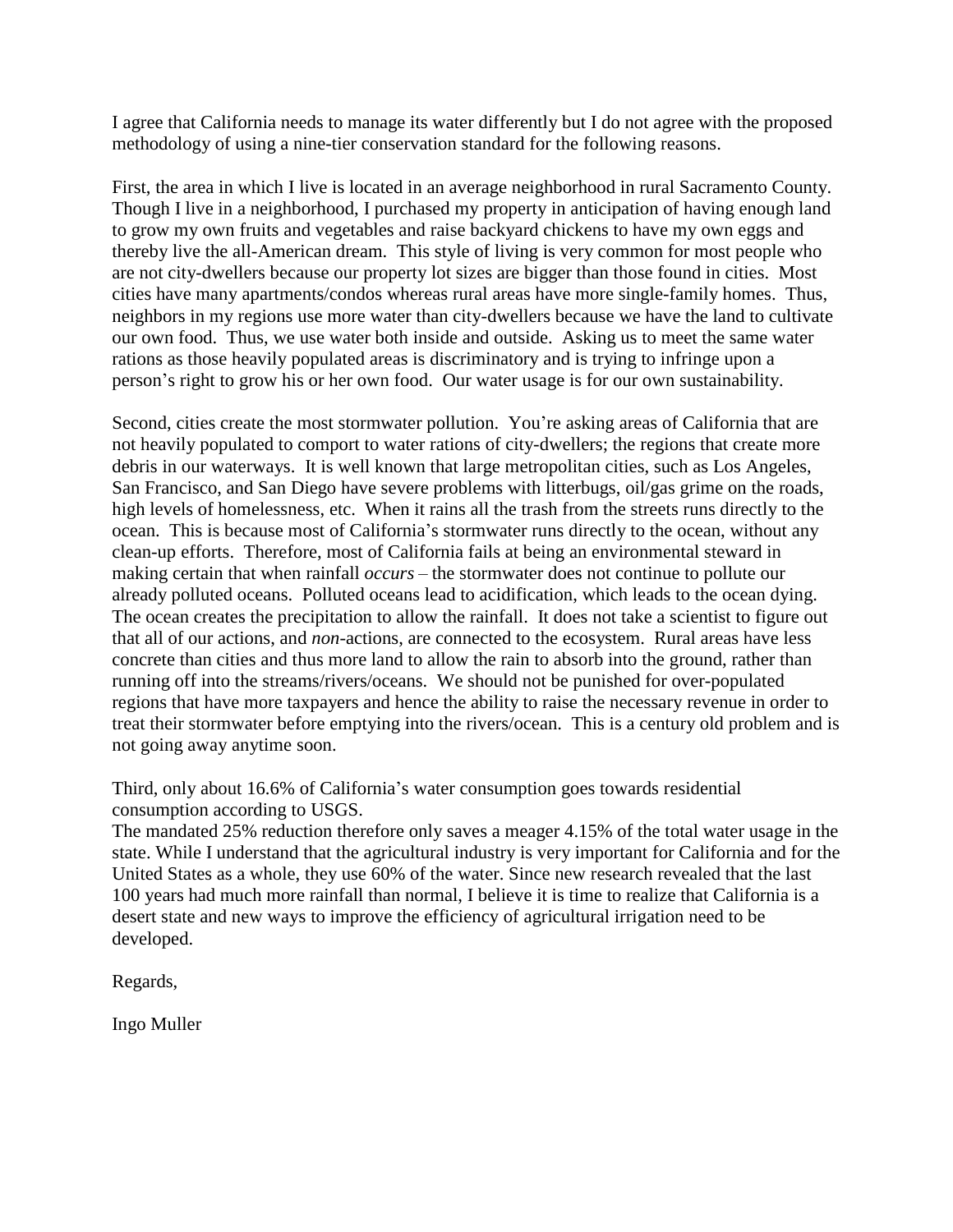I agree that California needs to manage its water differently but I do not agree with the proposed methodology of using a nine-tier conservation standard for the following reasons.

First, the area in which I live is located in an average neighborhood in rural Sacramento County. Though I live in a neighborhood, I purchased my property in anticipation of having enough land to grow my own fruits and vegetables and raise backyard chickens to have my own eggs and thereby live the all-American dream. This style of living is very common for most people who are not city-dwellers because our property lot sizes are bigger than those found in cities. Most cities have many apartments/condos whereas rural areas have more single-family homes. Thus, neighbors in my regions use more water than city-dwellers because we have the land to cultivate our own food. Thus, we use water both inside and outside. Asking us to meet the same water rations as those heavily populated areas is discriminatory and is trying to infringe upon a person's right to grow his or her own food. Our water usage is for our own sustainability.

Second, cities create the most stormwater pollution. You're asking areas of California that are not heavily populated to comport to water rations of city-dwellers; the regions that create more debris in our waterways. It is well known that large metropolitan cities, such as Los Angeles, San Francisco, and San Diego have severe problems with litterbugs, oil/gas grime on the roads, high levels of homelessness, etc. When it rains all the trash from the streets runs directly to the ocean. This is because most of California's stormwater runs directly to the ocean, without any clean-up efforts. Therefore, most of California fails at being an environmental steward in making certain that when rainfall *occurs* – the stormwater does not continue to pollute our already polluted oceans. Polluted oceans lead to acidification, which leads to the ocean dying. The ocean creates the precipitation to allow the rainfall. It does not take a scientist to figure out that all of our actions, and *non*-actions, are connected to the ecosystem. Rural areas have less concrete than cities and thus more land to allow the rain to absorb into the ground, rather than running off into the streams/rivers/oceans. We should not be punished for over-populated regions that have more taxpayers and hence the ability to raise the necessary revenue in order to treat their stormwater before emptying into the rivers/ocean. This is a century old problem and is not going away anytime soon.

Third, only about 16.6% of California's water consumption goes towards residential consumption according to USGS.
The mandated 25% reduction therefore only saves a meager 4.15% of the total water usage in the state. While I understand that the agricultural industry is very important for California and for the United States as a whole, they use 60% of the water. Since new research revealed that the last 100 years had much more rainfall than normal, I believe it is time to realize that California is a desert state and new ways to improve the efficiency of agricultural irrigation need to be developed.

Regards,

Ingo Muller